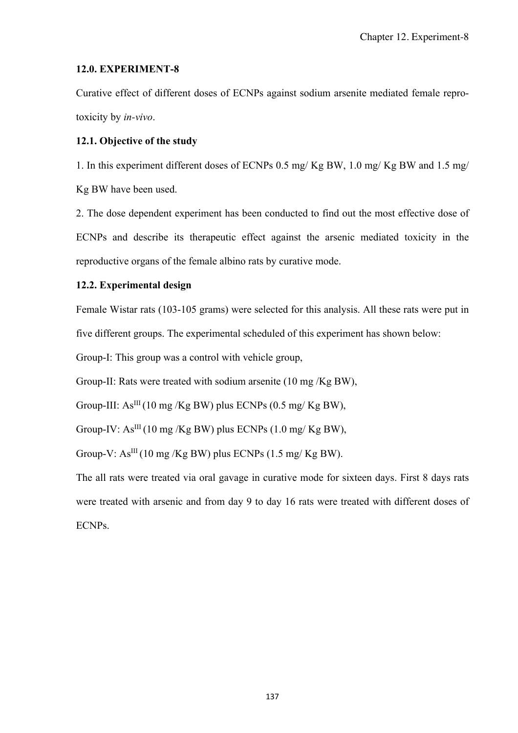## 12.0. EXPERIMENT-8

Curative effect of different doses of ECNPs against sodium arsenite mediated female repro-toxicity by *in-vivo*.

### 12.1. Objective of the study

1. In this experiment different doses of ECNPs 0.5 mg/ Kg BW, 1.0 mg/ Kg BW and 1.5 mg/ Kg BW have been used.

2. The dose dependent experiment has been conducted to find out the most effective dose of ECNPs and describe its therapeutic effect against the arsenic mediated toxicity in the reproductive organs of the female albino rats by curative mode.

### 12.2. Experimental design

Female Wistar rats (103-105 grams) were selected for this analysis. All these rats were put in five different groups. The experimental scheduled of this experiment has shown below:

Group-I: This group was a control with vehicle group,

Group-II: Rats were treated with sodium arsenite (10 mg /Kg BW),

Group-III: $As^{III}$ (10 mg /Kg BW) plus ECNPs (0.5 mg/ Kg BW),

Group-IV: $As^{III}$ (10 mg /Kg BW) plus ECNPs (1.0 mg/ Kg BW),

Group-V: $As^{III}$ (10 mg /Kg BW) plus ECNPs (1.5 mg/ Kg BW).

The all rats were treated via oral gavage in curative mode for sixteen days. First 8 days rats were treated with arsenic and from day 9 to day 16 rats were treated with different doses of ECNPs.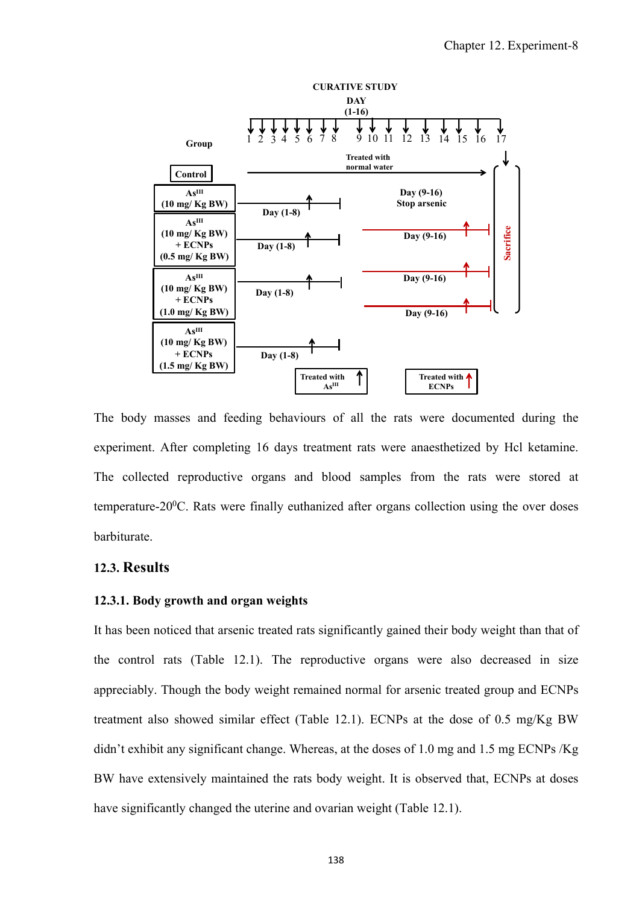The body masses and feeding behaviours of all the rats were documented during the experiment. After completing 16 days treatment rats were anaesthetized by Hcl ketamine. The collected reproductive organs and blood samples from the rats were stored at temperature-20$^0$C. Rats were finally euthanized after organs collection using the over doses barbiturate.

## 12.3. Results

### 12.3.1. Body growth and organ weights

It has been noticed that arsenic treated rats significantly gained their body weight than that of the control rats (Table 12.1). The reproductive organs were also decreased in size appreciably. Though the body weight remained normal for arsenic treated group and ECNPs treatment also showed similar effect (Table 12.1). ECNPs at the dose of 0.5 mg/Kg BW didn't exhibit any significant change. Whereas, at the doses of 1.0 mg and 1.5 mg ECNPs /Kg BW have extensively maintained the rats body weight. It is observed that, ECNPs at doses have significantly changed the uterine and ovarian weight (Table 12.1).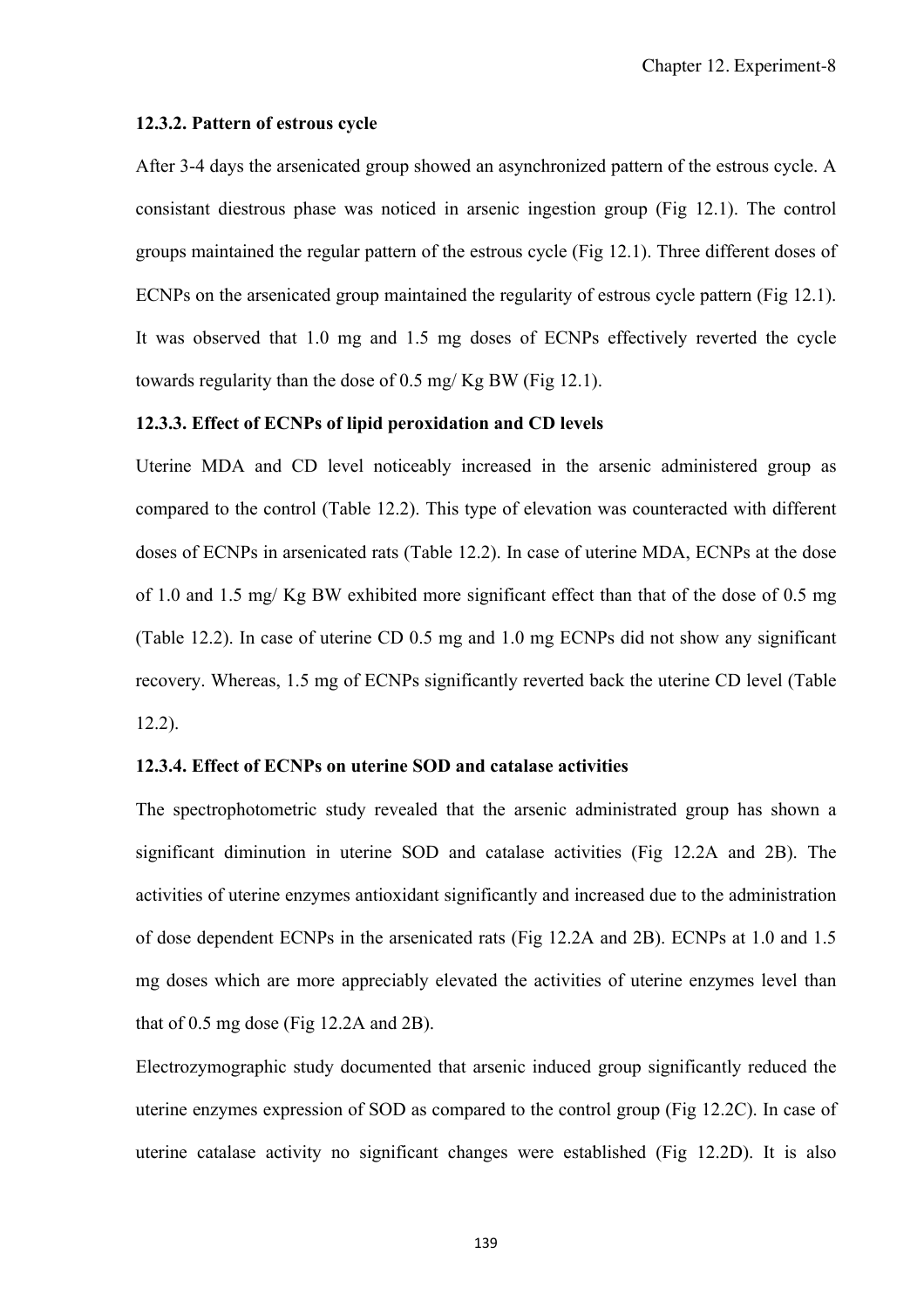### 12.3.2. Pattern of estrous cycle

After 3-4 days the arsenicated group showed an asynchronized pattern of the estrous cycle. A consistant diestrous phase was noticed in arsenic ingestion group (Fig 12.1). The control groups maintained the regular pattern of the estrous cycle (Fig 12.1). Three different doses of ECNPs on the arsenicated group maintained the regularity of estrous cycle pattern (Fig 12.1). It was observed that 1.0 mg and 1.5 mg doses of ECNPs effectively reverted the cycle towards regularity than the dose of 0.5 mg/ Kg BW (Fig 12.1).

### 12.3.3. Effect of ECNPs of lipid peroxidation and CD levels

Uterine MDA and CD level noticeably increased in the arsenic administered group as compared to the control (Table 12.2). This type of elevation was counteracted with different doses of ECNPs in arsenicated rats (Table 12.2). In case of uterine MDA, ECNPs at the dose of 1.0 and 1.5 mg/ Kg BW exhibited more significant effect than that of the dose of 0.5 mg (Table 12.2). In case of uterine CD 0.5 mg and 1.0 mg ECNPs did not show any significant recovery. Whereas, 1.5 mg of ECNPs significantly reverted back the uterine CD level (Table 12.2).

### 12.3.4. Effect of ECNPs on uterine SOD and catalase activities

The spectrophotometric study revealed that the arsenic administrated group has shown a significant diminution in uterine SOD and catalase activities (Fig 12.2A and 2B). The activities of uterine enzymes antioxidant significantly and increased due to the administration of dose dependent ECNPs in the arsenicated rats (Fig 12.2A and 2B). ECNPs at 1.0 and 1.5 mg doses which are more appreciably elevated the activities of uterine enzymes level than that of 0.5 mg dose (Fig 12.2A and 2B).

Electrozymographic study documented that arsenic induced group significantly reduced the uterine enzymes expression of SOD as compared to the control group (Fig 12.2C). In case of uterine catalase activity no significant changes were established (Fig 12.2D). It is also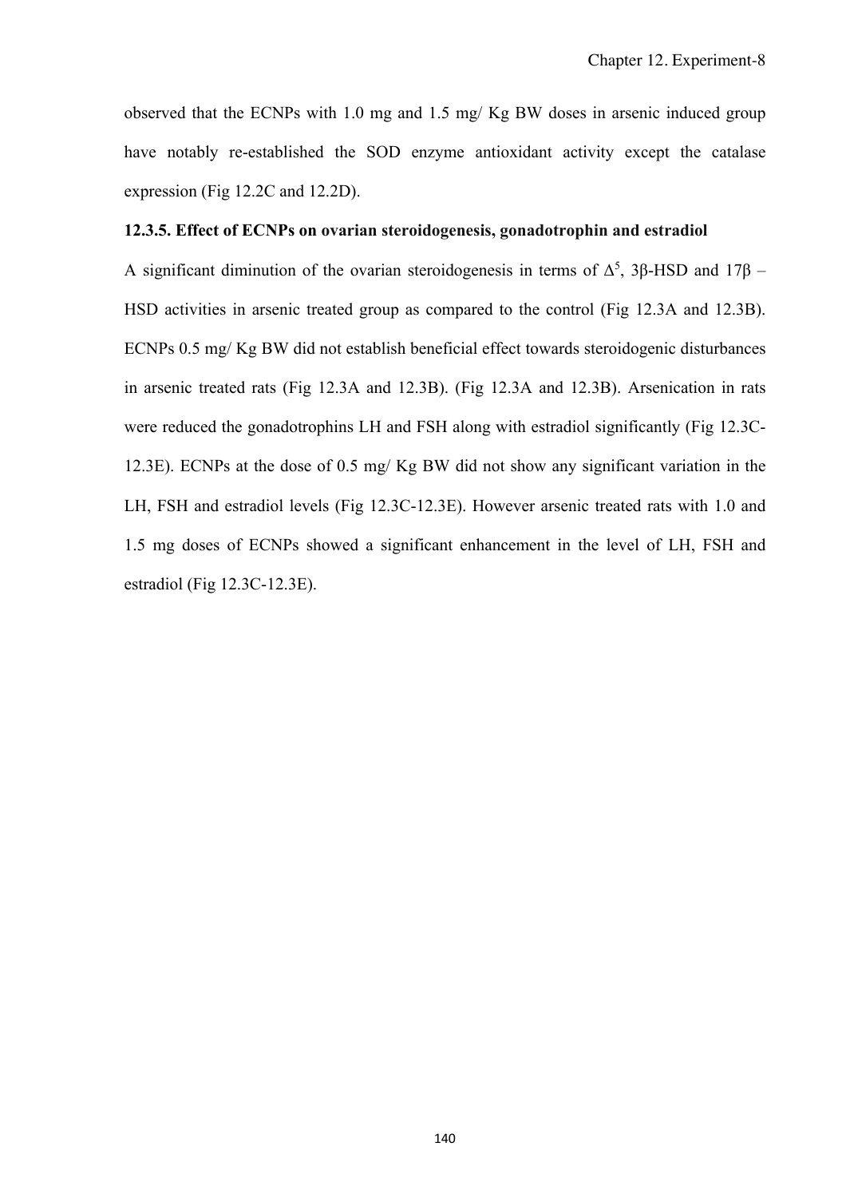observed that the ECNPs with 1.0 mg and 1.5 mg/ Kg BW doses in arsenic induced group have notably re-established the SOD enzyme antioxidant activity except the catalase expression (Fig 12.2C and 12.2D).

### 12.3.5. Effect of ECNPs on ovarian steroidogenesis, gonadotrophin and estradiol

A significant diminution of the ovarian steroidogenesis in terms of $\Delta^5$, 3β-HSD and 17β – HSD activities in arsenic treated group as compared to the control (Fig 12.3A and 12.3B). ECNPs 0.5 mg/ Kg BW did not establish beneficial effect towards steroidogenic disturbances in arsenic treated rats (Fig 12.3A and 12.3B). (Fig 12.3A and 12.3B). Arsenication in rats were reduced the gonadotrophins LH and FSH along with estradiol significantly (Fig 12.3C-12.3E). ECNPs at the dose of 0.5 mg/ Kg BW did not show any significant variation in the LH, FSH and estradiol levels (Fig 12.3C-12.3E). However arsenic treated rats with 1.0 and 1.5 mg doses of ECNPs showed a significant enhancement in the level of LH, FSH and estradiol (Fig 12.3C-12.3E).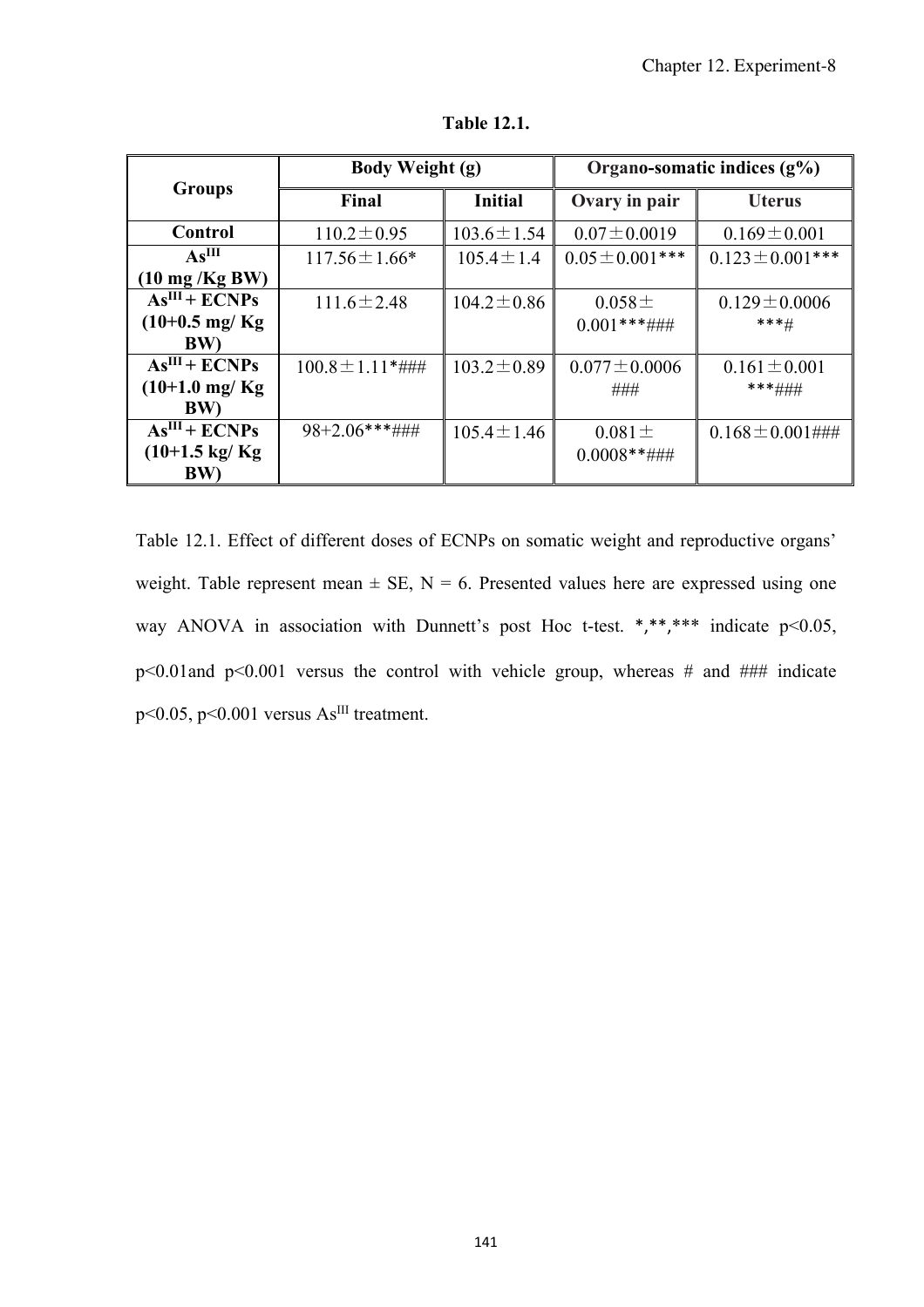**Table 12.1.**

| Groups | Body Weight (g) | | Organo-somatic indices (g%) | |
|---|---|---|---|---|
| | Final | Initial | Ovary in pair | Uterus |
| **Control** | 110.2±0.95 | 103.6±1.54 | 0.07±0.0019 | 0.169±0.001 |
| **$As^{III}$ (10 mg /Kg BW)** | 117.56±1.66* | 105.4±1.4 | 0.05±0.001*** | 0.123±0.001*** |
| **$As^{III}$ + ECNPs (10+0.5 mg/ Kg BW)** | 111.6±2.48 | 104.2±0.86 | 0.058± 0.001***### | 0.129±0.0006 ***# |
| **$As^{III}$ + ECNPs (10+1.0 mg/ Kg BW)** | 100.8±1.11*### | 103.2±0.89 | 0.077±0.0006 ### | 0.161±0.001 ***### |
| **$As^{III}$ + ECNPs (10+1.5 kg/ Kg BW)** | 98+2.06***### | 105.4±1.46 | 0.081± 0.0008**### | 0.168±0.001### |

Table 12.1. Effect of different doses of ECNPs on somatic weight and reproductive organs' weight. Table represent mean ± SE, N = 6. Presented values here are expressed using one way ANOVA in association with Dunnett's post Hoc t-test. *,**,*** indicate $p<0.05$, $p<0.01$and $p<0.001$ versus the control with vehicle group, whereas # and ### indicate $p<0.05$, $p<0.001$ versus $As^{III}$ treatment.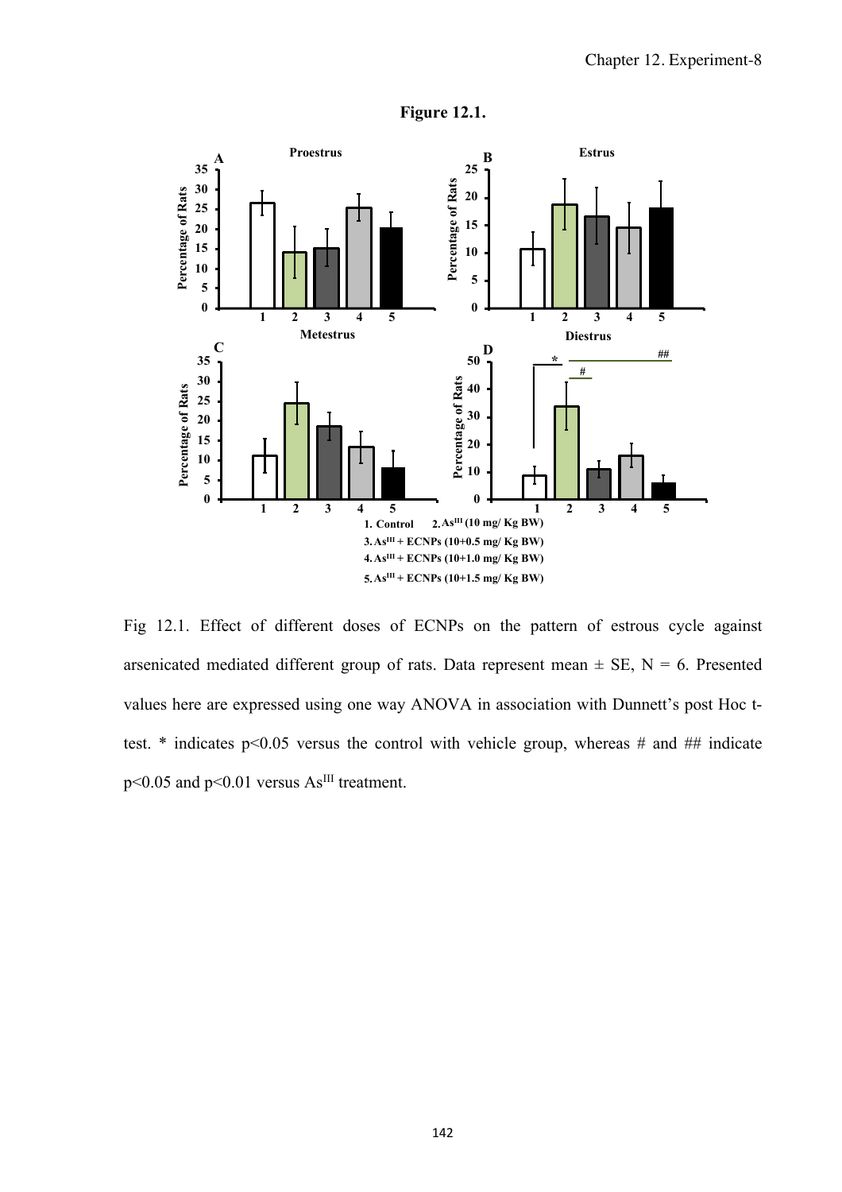**Figure 12.1.**

Fig 12.1. Effect of different doses of ECNPs on the pattern of estrous cycle against arsenicated mediated different group of rats. Data represent mean ± SE, N = 6. Presented values here are expressed using one way ANOVA in association with Dunnett's post Hoc t-test. * indicates $p<0.05$ versus the control with vehicle group, whereas # and ## indicate $p<0.05$ and $p<0.01$ versus $As^{III}$ treatment.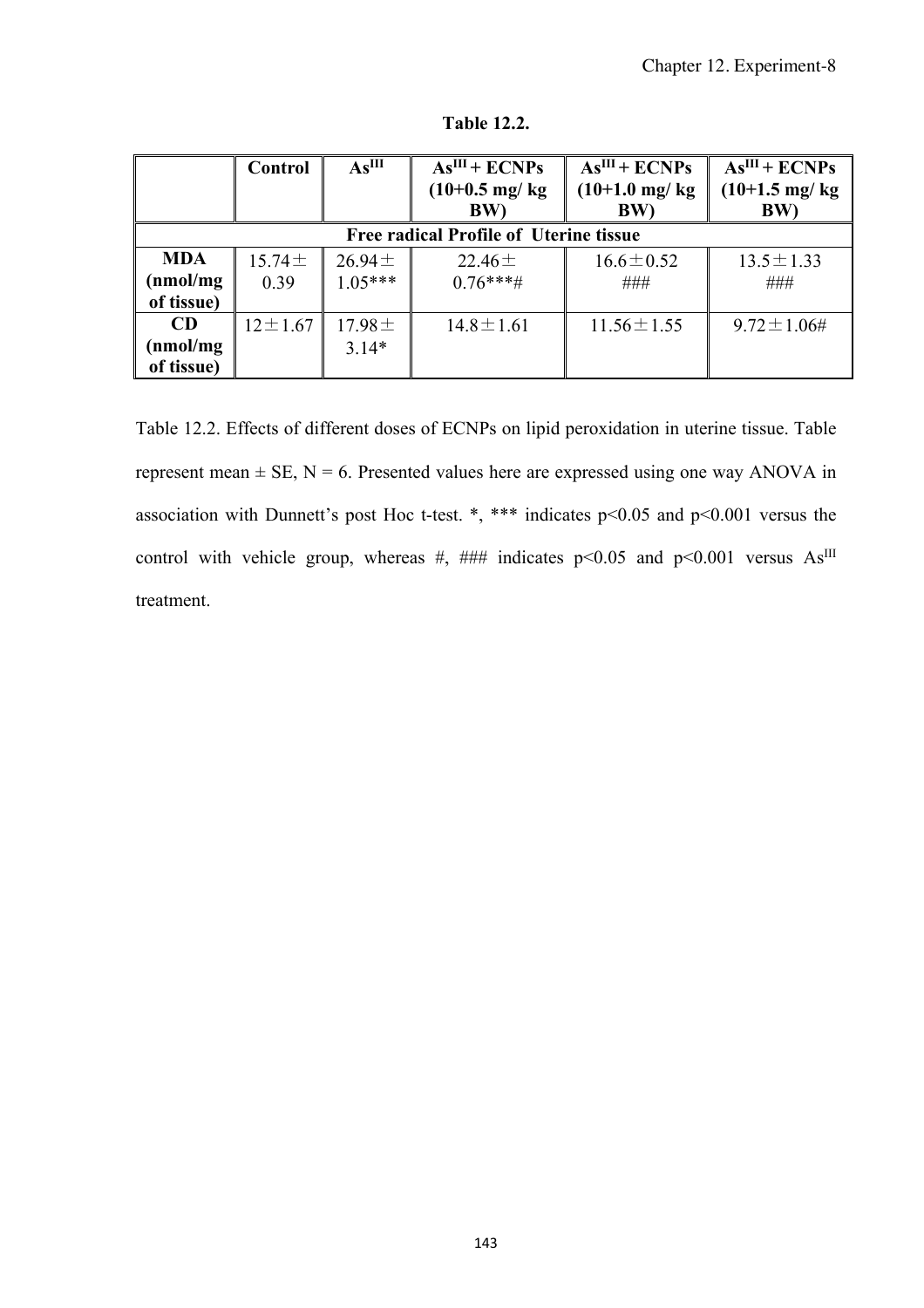**Table 12.2.**

| | Control | $As^{III}$ | $As^{III}$ + ECNPs (10+0.5 mg/ kg BW) | $As^{III}$ + ECNPs (10+1.0 mg/ kg BW) | $As^{III}$ + ECNPs (10+1.5 mg/ kg BW) |
|---|---|---|---|---|---|
| **Free radical Profile of Uterine tissue** | | | | | |
| **MDA (nmol/mg of tissue)** | 15.74 ± 0.39 | 26.94 ± 1.05*** | 22.46 ± 0.76***# | 16.6 ± 0.52 ### | 13.5 ± 1.33 ### |
| **CD (nmol/mg of tissue)** | 12 ± 1.67 | 17.98 ± 3.14* | 14.8 ± 1.61 | 11.56 ± 1.55 | 9.72 ± 1.06# |

Table 12.2. Effects of different doses of ECNPs on lipid peroxidation in uterine tissue. Table represent mean ± SE, N = 6. Presented values here are expressed using one way ANOVA in association with Dunnett's post Hoc t-test. *, *** indicates $p<0.05$ and $p<0.001$ versus the control with vehicle group, whereas #, ### indicates $p<0.05$ and $p<0.001$ versus $As^{III}$ treatment.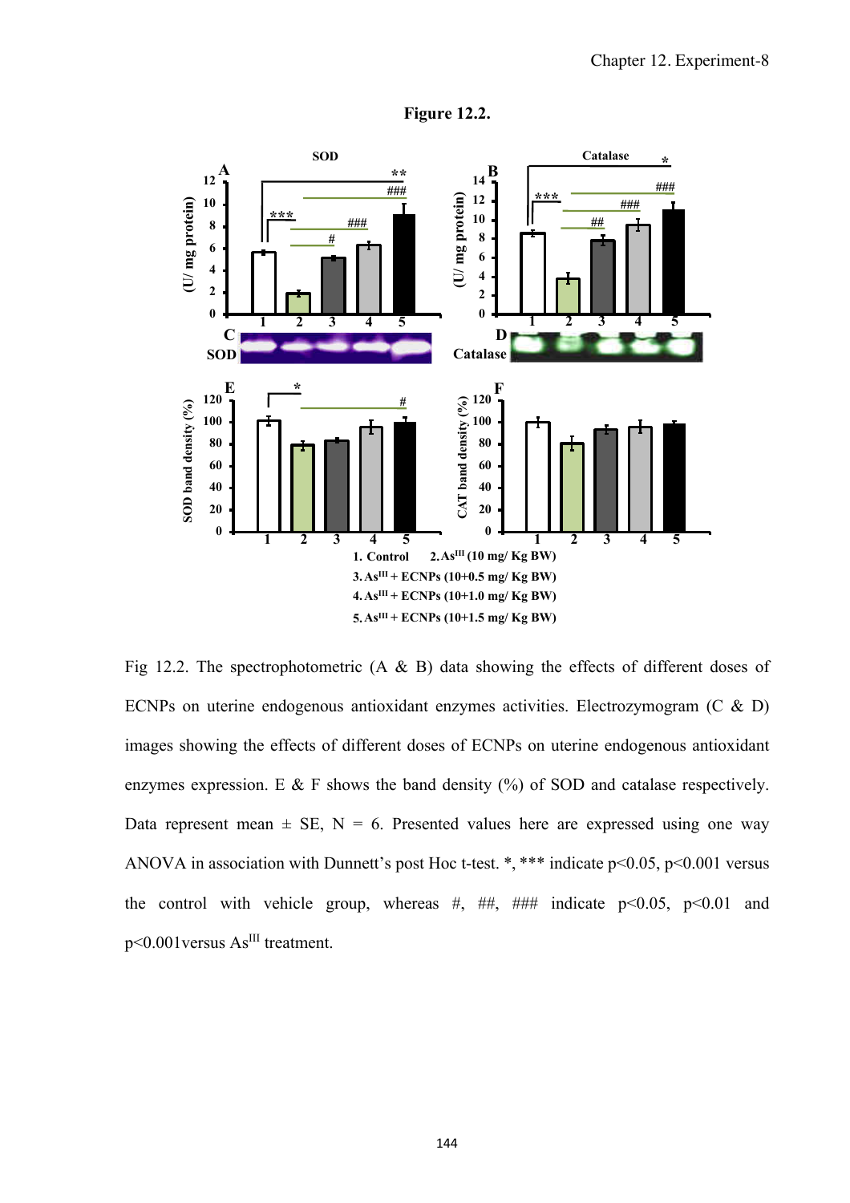**Figure 12.2.**

1. Control 2. $As^{III}$ (10 mg/ Kg BW)
3. $As^{III}$ + ECNPs (10+0.5 mg/ Kg BW)
4. $As^{III}$ + ECNPs (10+1.0 mg/ Kg BW)
5. $As^{III}$ + ECNPs (10+1.5 mg/ Kg BW)

Fig 12.2. The spectrophotometric (A & B) data showing the effects of different doses of ECNPs on uterine endogenous antioxidant enzymes activities. Electrozymogram (C & D) images showing the effects of different doses of ECNPs on uterine endogenous antioxidant enzymes expression. E & F shows the band density (%) of SOD and catalase respectively. Data represent mean ± SE, N = 6. Presented values here are expressed using one way ANOVA in association with Dunnett's post Hoc t-test. *, *** indicate $p<0.05$, $p<0.001$ versus the control with vehicle group, whereas #, ##, ### indicate $p<0.05$, $p<0.01$ and $p<0.001$versus $As^{III}$ treatment.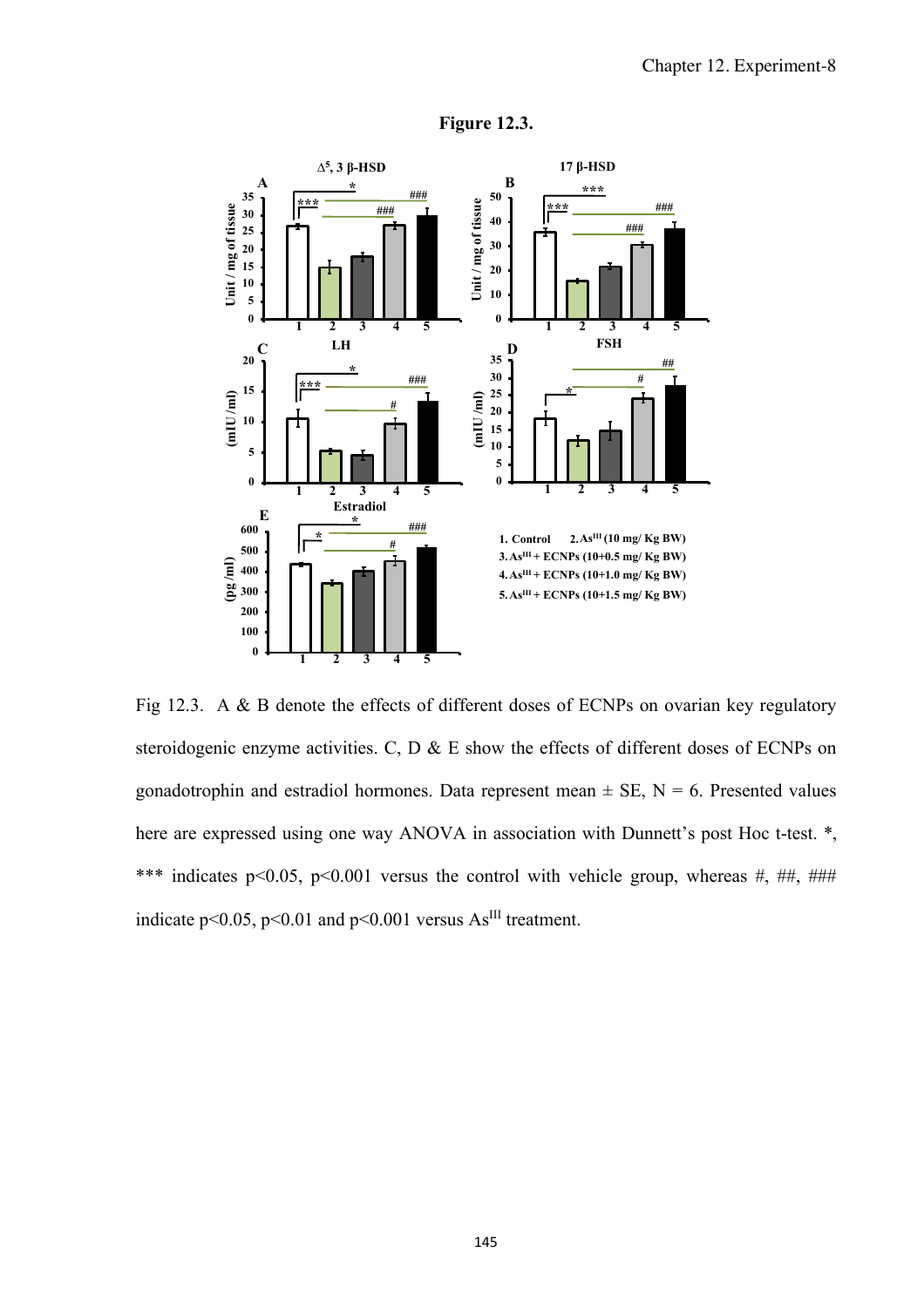**Figure 12.3.**

Fig 12.3. A & B denote the effects of different doses of ECNPs on ovarian key regulatory steroidogenic enzyme activities. C, D & E show the effects of different doses of ECNPs on gonadotrophin and estradiol hormones. Data represent mean ± SE, N = 6. Presented values here are expressed using one way ANOVA in association with Dunnett's post Hoc t-test. *, *** indicates p<0.05, p<0.001 versus the control with vehicle group, whereas #, ##, ### indicate p<0.05, p<0.01 and p<0.001 versus $As^{III}$ treatment.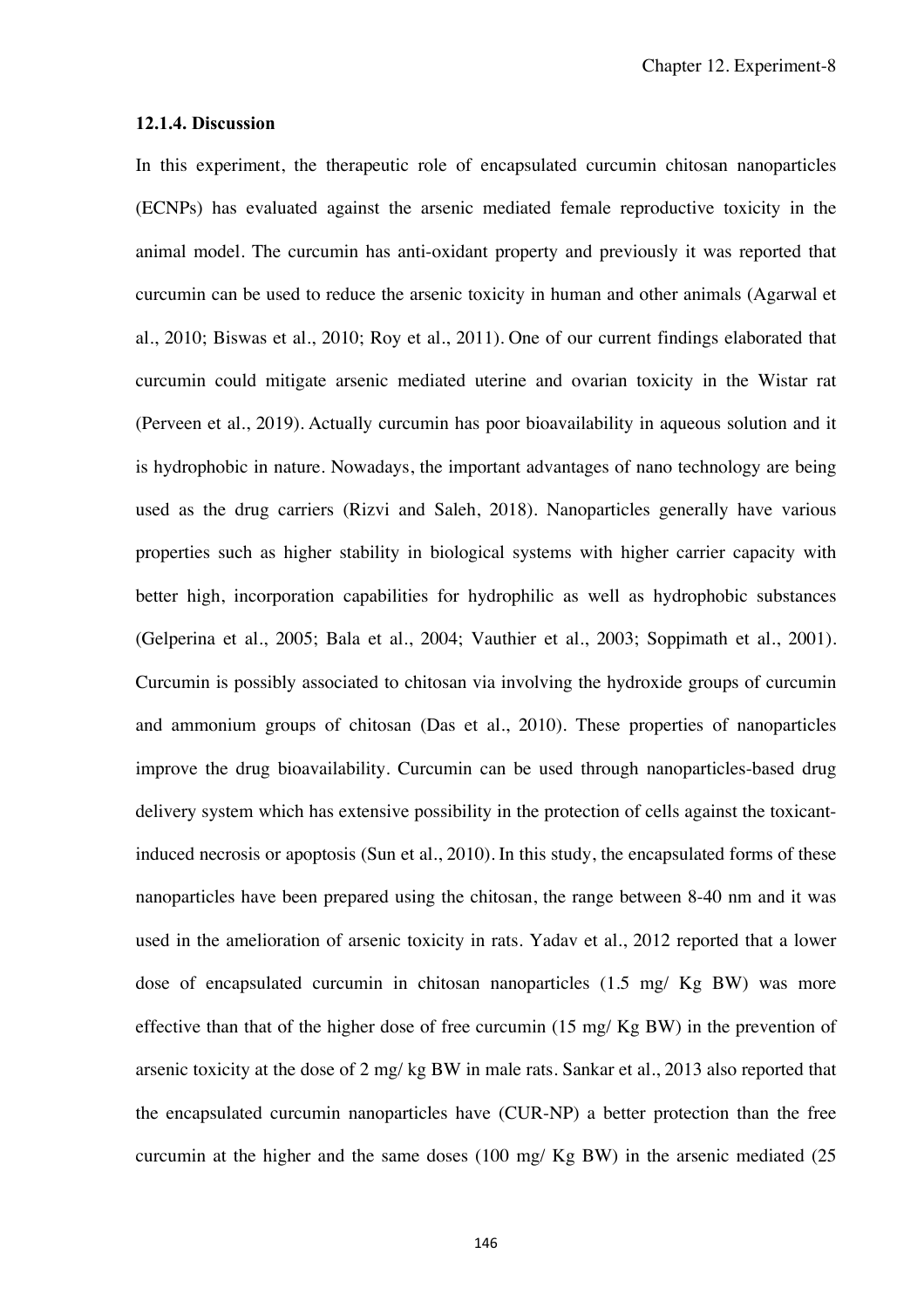### 12.1.4. Discussion

In this experiment, the therapeutic role of encapsulated curcumin chitosan nanoparticles (ECNPs) has evaluated against the arsenic mediated female reproductive toxicity in the animal model. The curcumin has anti-oxidant property and previously it was reported that curcumin can be used to reduce the arsenic toxicity in human and other animals (Agarwal et al., 2010; Biswas et al., 2010; Roy et al., 2011). One of our current findings elaborated that curcumin could mitigate arsenic mediated uterine and ovarian toxicity in the Wistar rat (Perveen et al., 2019). Actually curcumin has poor bioavailability in aqueous solution and it is hydrophobic in nature. Nowadays, the important advantages of nano technology are being used as the drug carriers (Rizvi and Saleh, 2018). Nanoparticles generally have various properties such as higher stability in biological systems with higher carrier capacity with better high, incorporation capabilities for hydrophilic as well as hydrophobic substances (Gelperina et al., 2005; Bala et al., 2004; Vauthier et al., 2003; Soppimath et al., 2001). Curcumin is possibly associated to chitosan via involving the hydroxide groups of curcumin and ammonium groups of chitosan (Das et al., 2010). These properties of nanoparticles improve the drug bioavailability. Curcumin can be used through nanoparticles-based drug delivery system which has extensive possibility in the protection of cells against the toxicant-induced necrosis or apoptosis (Sun et al., 2010). In this study, the encapsulated forms of these nanoparticles have been prepared using the chitosan, the range between 8-40 nm and it was used in the amelioration of arsenic toxicity in rats. Yadav et al., 2012 reported that a lower dose of encapsulated curcumin in chitosan nanoparticles (1.5 mg/ Kg BW) was more effective than that of the higher dose of free curcumin (15 mg/ Kg BW) in the prevention of arsenic toxicity at the dose of 2 mg/ kg BW in male rats. Sankar et al., 2013 also reported that the encapsulated curcumin nanoparticles have (CUR-NP) a better protection than the free curcumin at the higher and the same doses (100 mg/ Kg BW) in the arsenic mediated (25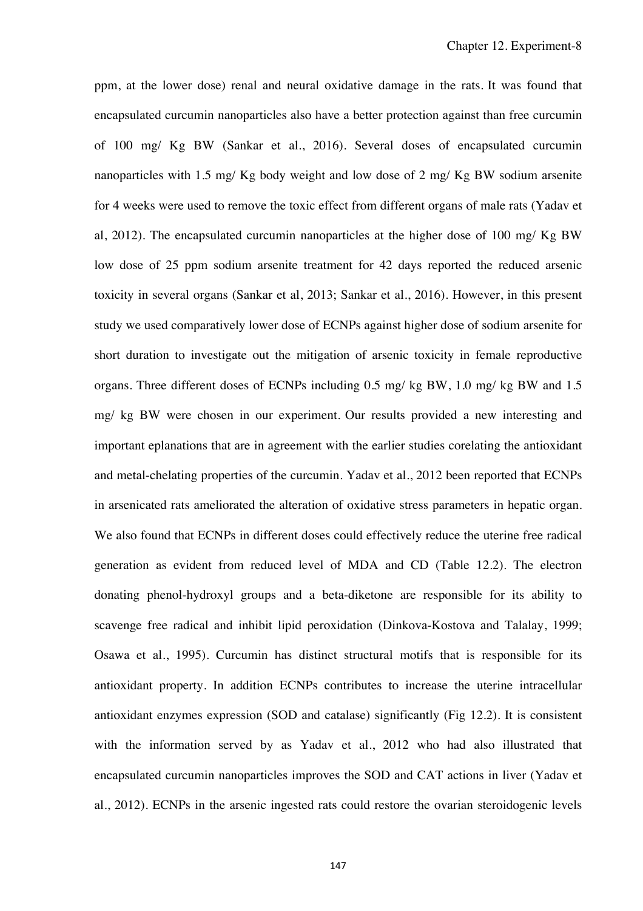ppm, at the lower dose) renal and neural oxidative damage in the rats. It was found that encapsulated curcumin nanoparticles also have a better protection against than free curcumin of 100 mg/ Kg BW (Sankar et al., 2016). Several doses of encapsulated curcumin nanoparticles with 1.5 mg/ Kg body weight and low dose of 2 mg/ Kg BW sodium arsenite for 4 weeks were used to remove the toxic effect from different organs of male rats (Yadav et al, 2012). The encapsulated curcumin nanoparticles at the higher dose of 100 mg/ Kg BW low dose of 25 ppm sodium arsenite treatment for 42 days reported the reduced arsenic toxicity in several organs (Sankar et al, 2013; Sankar et al., 2016). However, in this present study we used comparatively lower dose of ECNPs against higher dose of sodium arsenite for short duration to investigate out the mitigation of arsenic toxicity in female reproductive organs. Three different doses of ECNPs including 0.5 mg/ kg BW, 1.0 mg/ kg BW and 1.5 mg/ kg BW were chosen in our experiment. Our results provided a new interesting and important eplanations that are in agreement with the earlier studies corelating the antioxidant and metal-chelating properties of the curcumin. Yadav et al., 2012 been reported that ECNPs in arsenicated rats ameliorated the alteration of oxidative stress parameters in hepatic organ. We also found that ECNPs in different doses could effectively reduce the uterine free radical generation as evident from reduced level of MDA and CD (Table 12.2). The electron donating phenol-hydroxyl groups and a beta-diketone are responsible for its ability to scavenge free radical and inhibit lipid peroxidation (Dinkova-Kostova and Talalay, 1999; Osawa et al., 1995). Curcumin has distinct structural motifs that is responsible for its antioxidant property. In addition ECNPs contributes to increase the uterine intracellular antioxidant enzymes expression (SOD and catalase) significantly (Fig 12.2). It is consistent with the information served by as Yadav et al., 2012 who had also illustrated that encapsulated curcumin nanoparticles improves the SOD and CAT actions in liver (Yadav et al., 2012). ECNPs in the arsenic ingested rats could restore the ovarian steroidogenic levels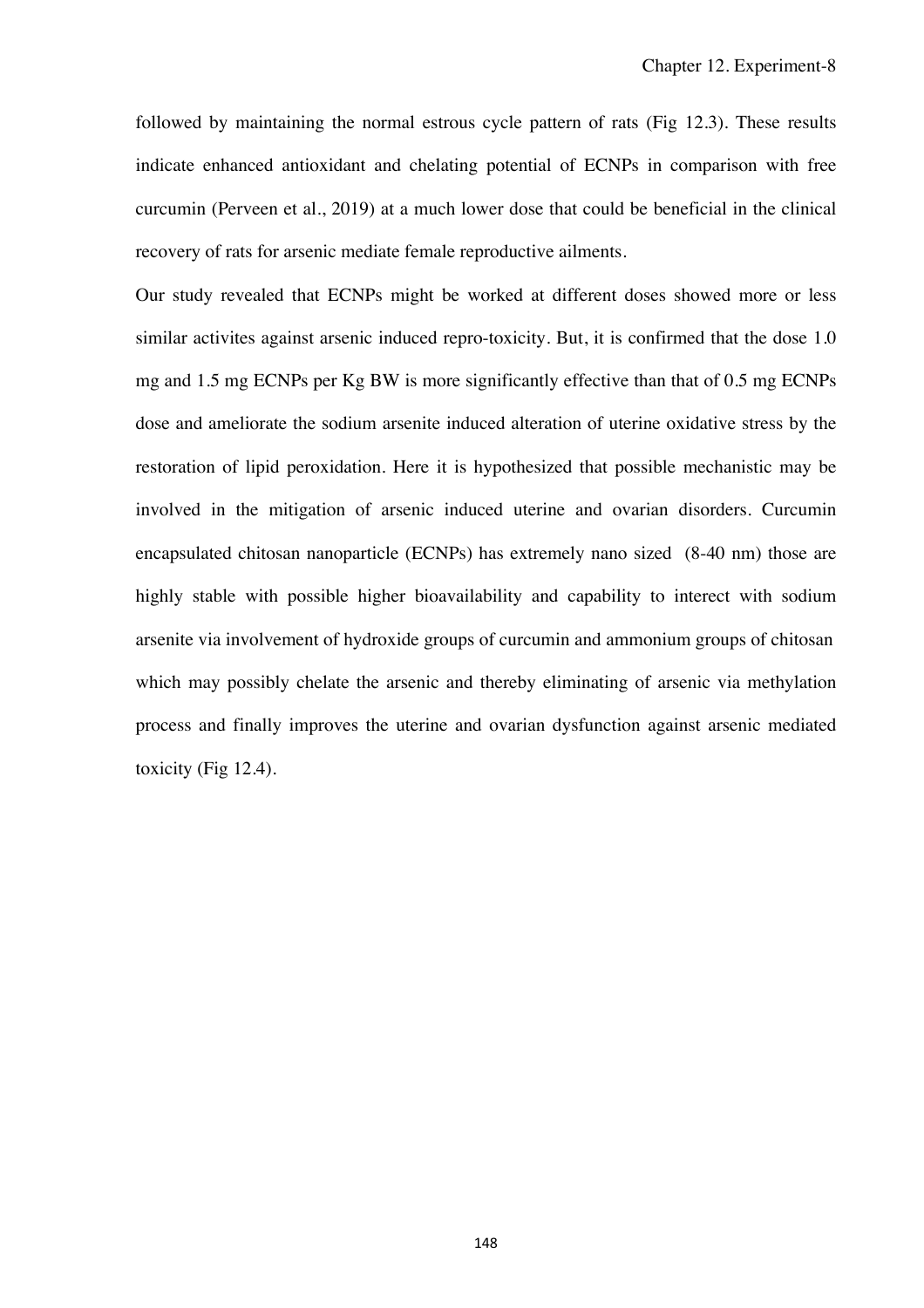followed by maintaining the normal estrous cycle pattern of rats (Fig 12.3). These results indicate enhanced antioxidant and chelating potential of ECNPs in comparison with free curcumin (Perveen et al., 2019) at a much lower dose that could be beneficial in the clinical recovery of rats for arsenic mediate female reproductive ailments.

Our study revealed that ECNPs might be worked at different doses showed more or less similar activites against arsenic induced repro-toxicity. But, it is confirmed that the dose 1.0 mg and 1.5 mg ECNPs per Kg BW is more significantly effective than that of 0.5 mg ECNPs dose and ameliorate the sodium arsenite induced alteration of uterine oxidative stress by the restoration of lipid peroxidation. Here it is hypothesized that possible mechanistic may be involved in the mitigation of arsenic induced uterine and ovarian disorders. Curcumin encapsulated chitosan nanoparticle (ECNPs) has extremely nano sized (8-40 nm) those are highly stable with possible higher bioavailability and capability to interect with sodium arsenite via involvement of hydroxide groups of curcumin and ammonium groups of chitosan which may possibly chelate the arsenic and thereby eliminating of arsenic via methylation process and finally improves the uterine and ovarian dysfunction against arsenic mediated toxicity (Fig 12.4).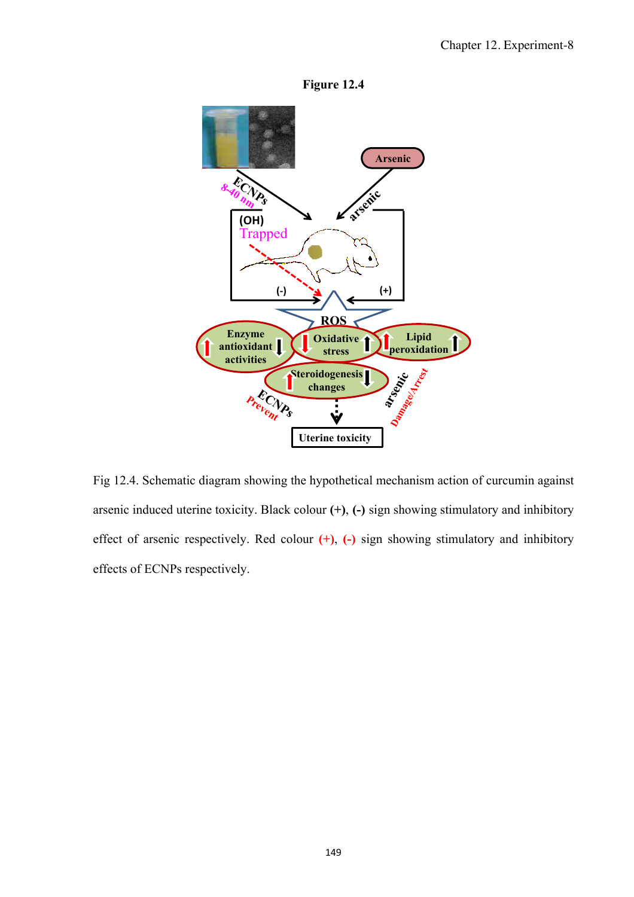**Figure 12.4**

ECNPs
8-40 nm
Arsenic
arsenic
(OH)
Trapped
(-)
(+)
ROS
Enzyme antioxidant activities
Oxidative stress
Lipid peroxidation
Steroidogenesis changes
ECNPs
Prevent
arsenic
Damage/Arrest
Uterine toxicity

Fig 12.4. Schematic diagram showing the hypothetical mechanism action of curcumin against arsenic induced uterine toxicity. Black colour **(+)**, **(-)** sign showing stimulatory and inhibitory effect of arsenic respectively. Red colour (+), (-) sign showing stimulatory and inhibitory effects of ECNPs respectively.